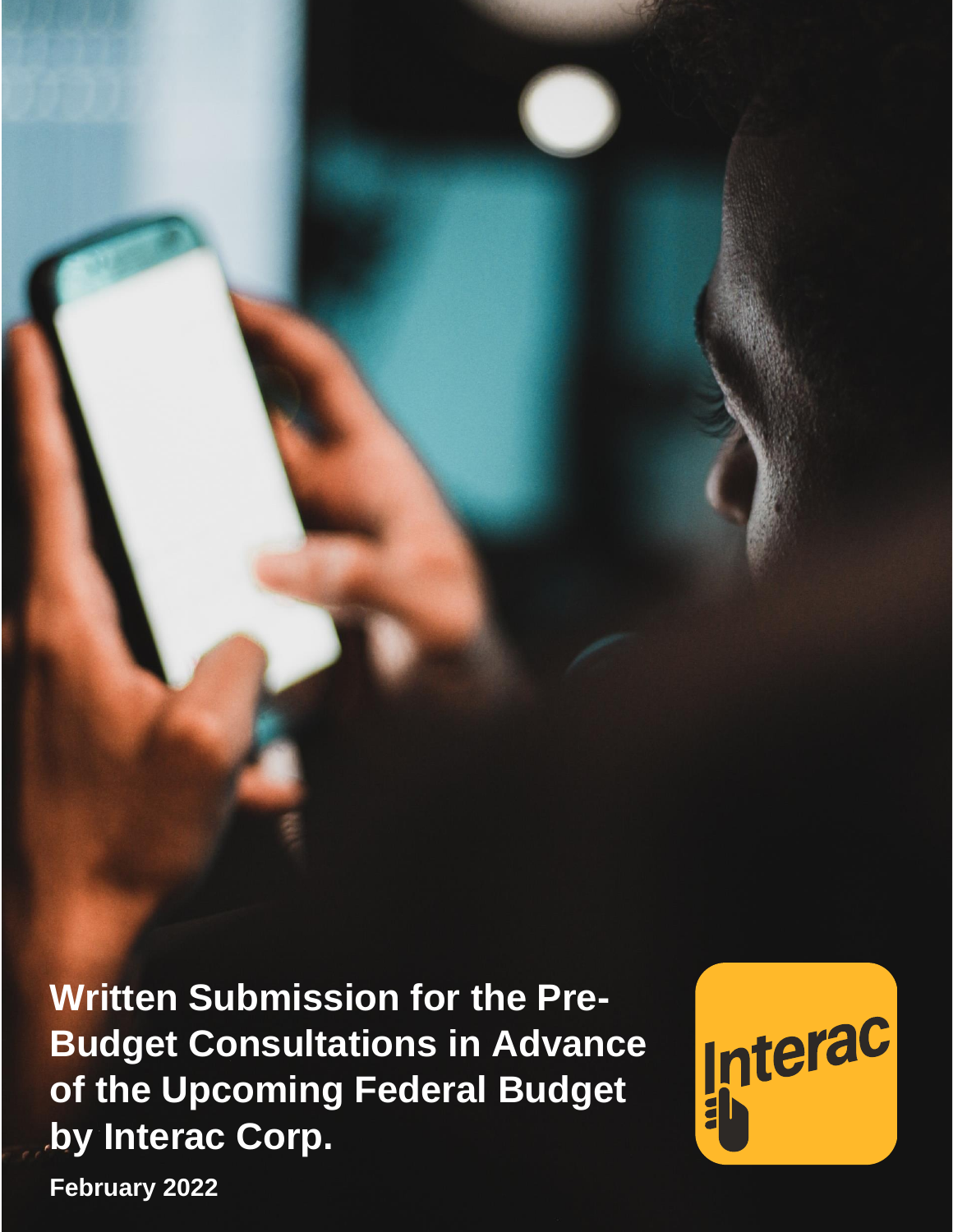# Written Submission for the Pre-Budget Consultations in Advance of the Upcoming Federal Budget by Interac Corp.

**February 2022**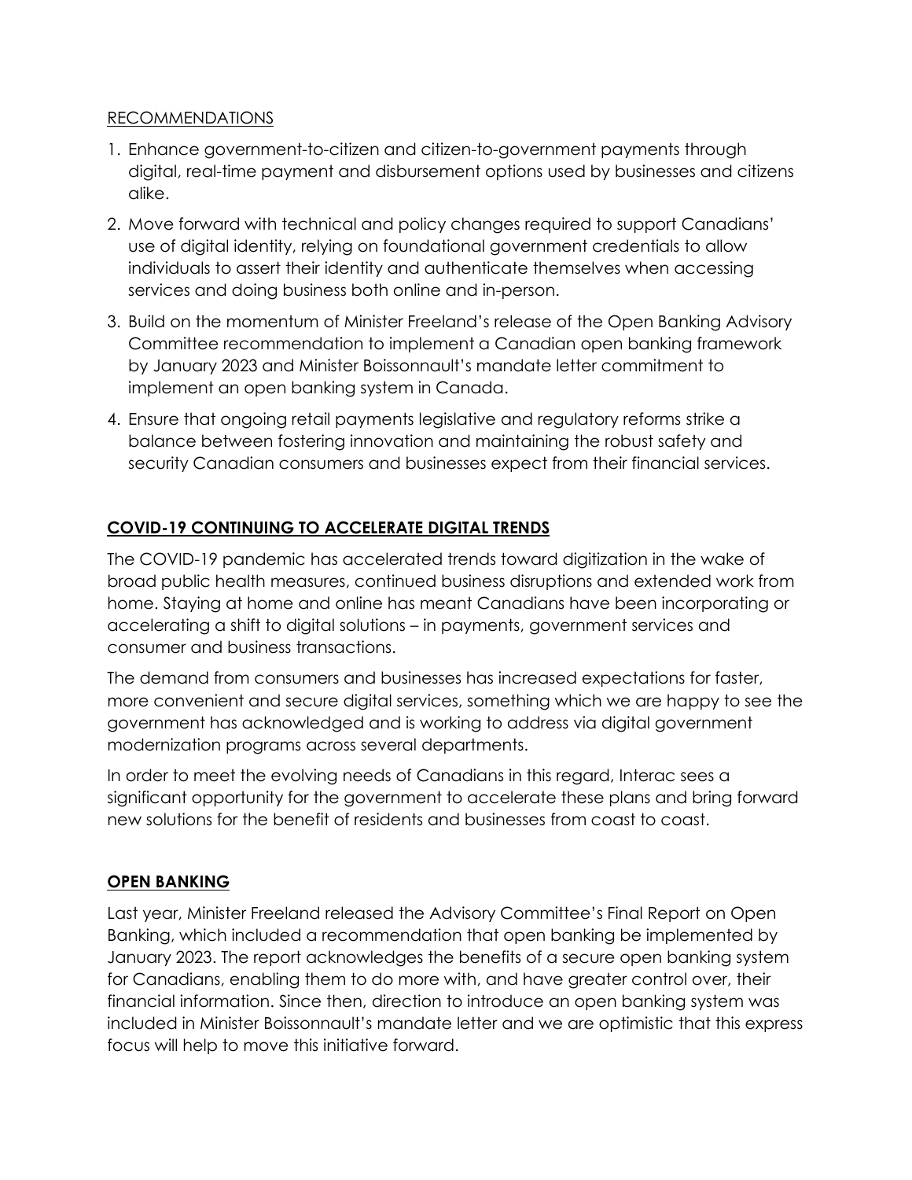RECOMMENDATIONS

1. Enhance government-to-citizen and citizen-to-government payments through digital, real-time payment and disbursement options used by businesses and citizens alike.
2. Move forward with technical and policy changes required to support Canadians' use of digital identity, relying on foundational government credentials to allow individuals to assert their identity and authenticate themselves when accessing services and doing business both online and in-person.
3. Build on the momentum of Minister Freeland's release of the Open Banking Advisory Committee recommendation to implement a Canadian open banking framework by January 2023 and Minister Boissonnault's mandate letter commitment to implement an open banking system in Canada.
4. Ensure that ongoing retail payments legislative and regulatory reforms strike a balance between fostering innovation and maintaining the robust safety and security Canadian consumers and businesses expect from their financial services.

## COVID-19 CONTINUING TO ACCELERATE DIGITAL TRENDS

The COVID-19 pandemic has accelerated trends toward digitization in the wake of broad public health measures, continued business disruptions and extended work from home. Staying at home and online has meant Canadians have been incorporating or accelerating a shift to digital solutions – in payments, government services and consumer and business transactions.

The demand from consumers and businesses has increased expectations for faster, more convenient and secure digital services, something which we are happy to see the government has acknowledged and is working to address via digital government modernization programs across several departments.

In order to meet the evolving needs of Canadians in this regard, Interac sees a significant opportunity for the government to accelerate these plans and bring forward new solutions for the benefit of residents and businesses from coast to coast.

## OPEN BANKING

Last year, Minister Freeland released the Advisory Committee's Final Report on Open Banking, which included a recommendation that open banking be implemented by January 2023. The report acknowledges the benefits of a secure open banking system for Canadians, enabling them to do more with, and have greater control over, their financial information. Since then, direction to introduce an open banking system was included in Minister Boissonnault's mandate letter and we are optimistic that this express focus will help to move this initiative forward.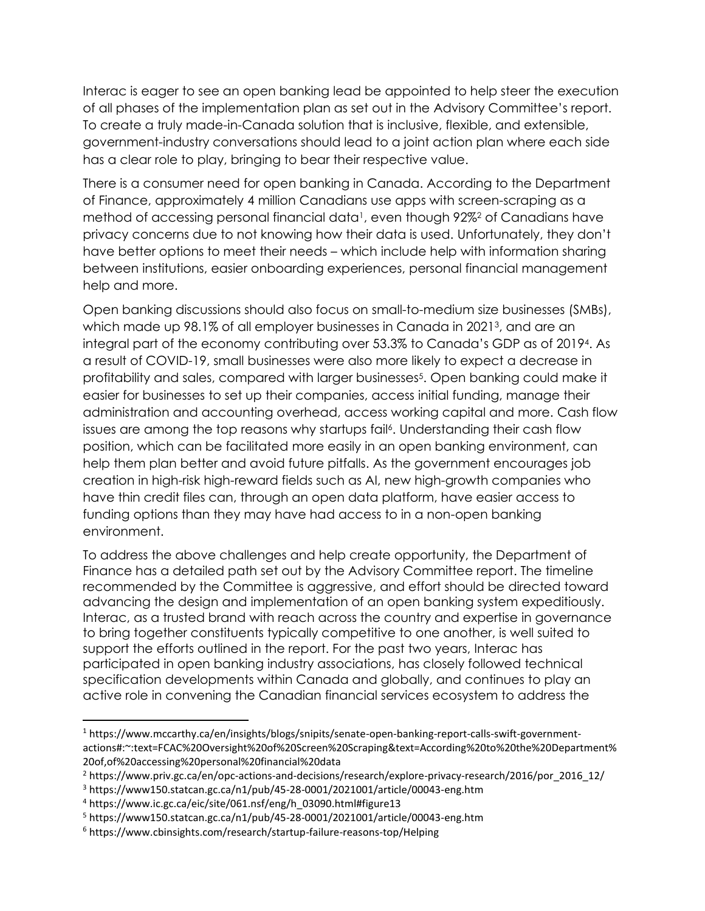Interac is eager to see an open banking lead be appointed to help steer the execution of all phases of the implementation plan as set out in the Advisory Committee's report. To create a truly made-in-Canada solution that is inclusive, flexible, and extensible, government-industry conversations should lead to a joint action plan where each side has a clear role to play, bringing to bear their respective value.

There is a consumer need for open banking in Canada. According to the Department of Finance, approximately 4 million Canadians use apps with screen-scraping as a method of accessing personal financial data[1], even though 92%[2] of Canadians have privacy concerns due to not knowing how their data is used. Unfortunately, they don't have better options to meet their needs – which include help with information sharing between institutions, easier onboarding experiences, personal financial management help and more.

Open banking discussions should also focus on small-to-medium size businesses (SMBs), which made up 98.1% of all employer businesses in Canada in 2021[3], and are an integral part of the economy contributing over 53.3% to Canada's GDP as of 2019[4]. As a result of COVID-19, small businesses were also more likely to expect a decrease in profitability and sales, compared with larger businesses[5]. Open banking could make it easier for businesses to set up their companies, access initial funding, manage their administration and accounting overhead, access working capital and more. Cash flow issues are among the top reasons why startups fail[6]. Understanding their cash flow position, which can be facilitated more easily in an open banking environment, can help them plan better and avoid future pitfalls. As the government encourages job creation in high-risk high-reward fields such as AI, new high-growth companies who have thin credit files can, through an open data platform, have easier access to funding options than they may have had access to in a non-open banking environment.

To address the above challenges and help create opportunity, the Department of Finance has a detailed path set out by the Advisory Committee report. The timeline recommended by the Committee is aggressive, and effort should be directed toward advancing the design and implementation of an open banking system expeditiously. Interac, as a trusted brand with reach across the country and expertise in governance to bring together constituents typically competitive to one another, is well suited to support the efforts outlined in the report. For the past two years, Interac has participated in open banking industry associations, has closely followed technical specification developments within Canada and globally, and continues to play an active role in convening the Canadian financial services ecosystem to address the

---

[1] https://www.mccarthy.ca/en/insights/blogs/snipits/senate-open-banking-report-calls-swift-government-actions#:~:text=FCAC%20Oversight%20of%20Screen%20Scraping&text=According%20to%20the%20Department%20of,of%20accessing%20personal%20financial%20data

[2] https://www.priv.gc.ca/en/opc-actions-and-decisions/research/explore-privacy-research/2016/por_2016_12/

[3] https://www150.statcan.gc.ca/n1/pub/45-28-0001/2021001/article/00043-eng.htm

[4] https://www.ic.gc.ca/eic/site/061.nsf/eng/h_03090.html#figure13

[5] https://www150.statcan.gc.ca/n1/pub/45-28-0001/2021001/article/00043-eng.htm

[6] https://www.cbinsights.com/research/startup-failure-reasons-top/Helping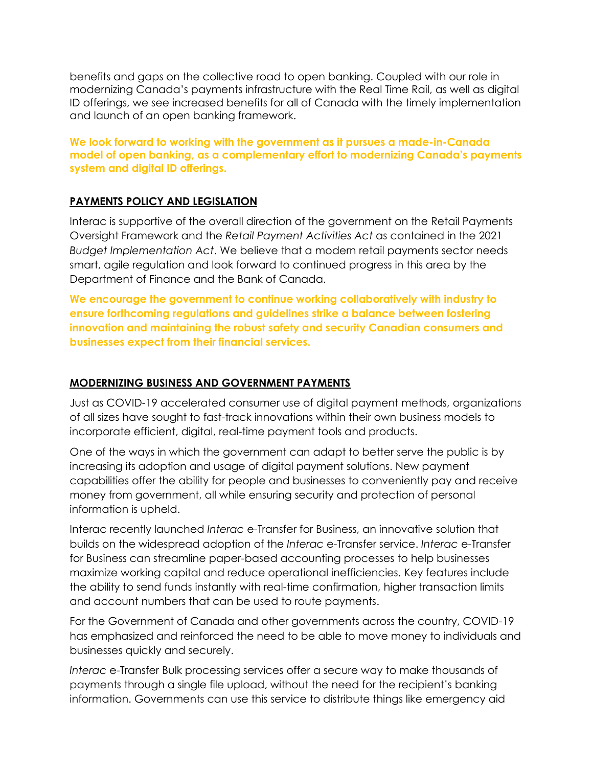benefits and gaps on the collective road to open banking. Coupled with our role in modernizing Canada's payments infrastructure with the Real Time Rail, as well as digital ID offerings, we see increased benefits for all of Canada with the timely implementation and launch of an open banking framework.

**We look forward to working with the government as it pursues a made-in-Canada model of open banking, as a complementary effort to modernizing Canada's payments system and digital ID offerings.**

## PAYMENTS POLICY AND LEGISLATION

Interac is supportive of the overall direction of the government on the Retail Payments Oversight Framework and the *Retail Payment Activities Act* as contained in the 2021 *Budget Implementation Act*. We believe that a modern retail payments sector needs smart, agile regulation and look forward to continued progress in this area by the Department of Finance and the Bank of Canada.

**We encourage the government to continue working collaboratively with industry to ensure forthcoming regulations and guidelines strike a balance between fostering innovation and maintaining the robust safety and security Canadian consumers and businesses expect from their financial services.**

## MODERNIZING BUSINESS AND GOVERNMENT PAYMENTS

Just as COVID-19 accelerated consumer use of digital payment methods, organizations of all sizes have sought to fast-track innovations within their own business models to incorporate efficient, digital, real-time payment tools and products.

One of the ways in which the government can adapt to better serve the public is by increasing its adoption and usage of digital payment solutions. New payment capabilities offer the ability for people and businesses to conveniently pay and receive money from government, all while ensuring security and protection of personal information is upheld.

Interac recently launched *Interac* e-Transfer for Business, an innovative solution that builds on the widespread adoption of the *Interac* e-Transfer service. *Interac* e-Transfer for Business can streamline paper-based accounting processes to help businesses maximize working capital and reduce operational inefficiencies. Key features include the ability to send funds instantly with real-time confirmation, higher transaction limits and account numbers that can be used to route payments.

For the Government of Canada and other governments across the country, COVID-19 has emphasized and reinforced the need to be able to move money to individuals and businesses quickly and securely.

*Interac* e-Transfer Bulk processing services offer a secure way to make thousands of payments through a single file upload, without the need for the recipient's banking information. Governments can use this service to distribute things like emergency aid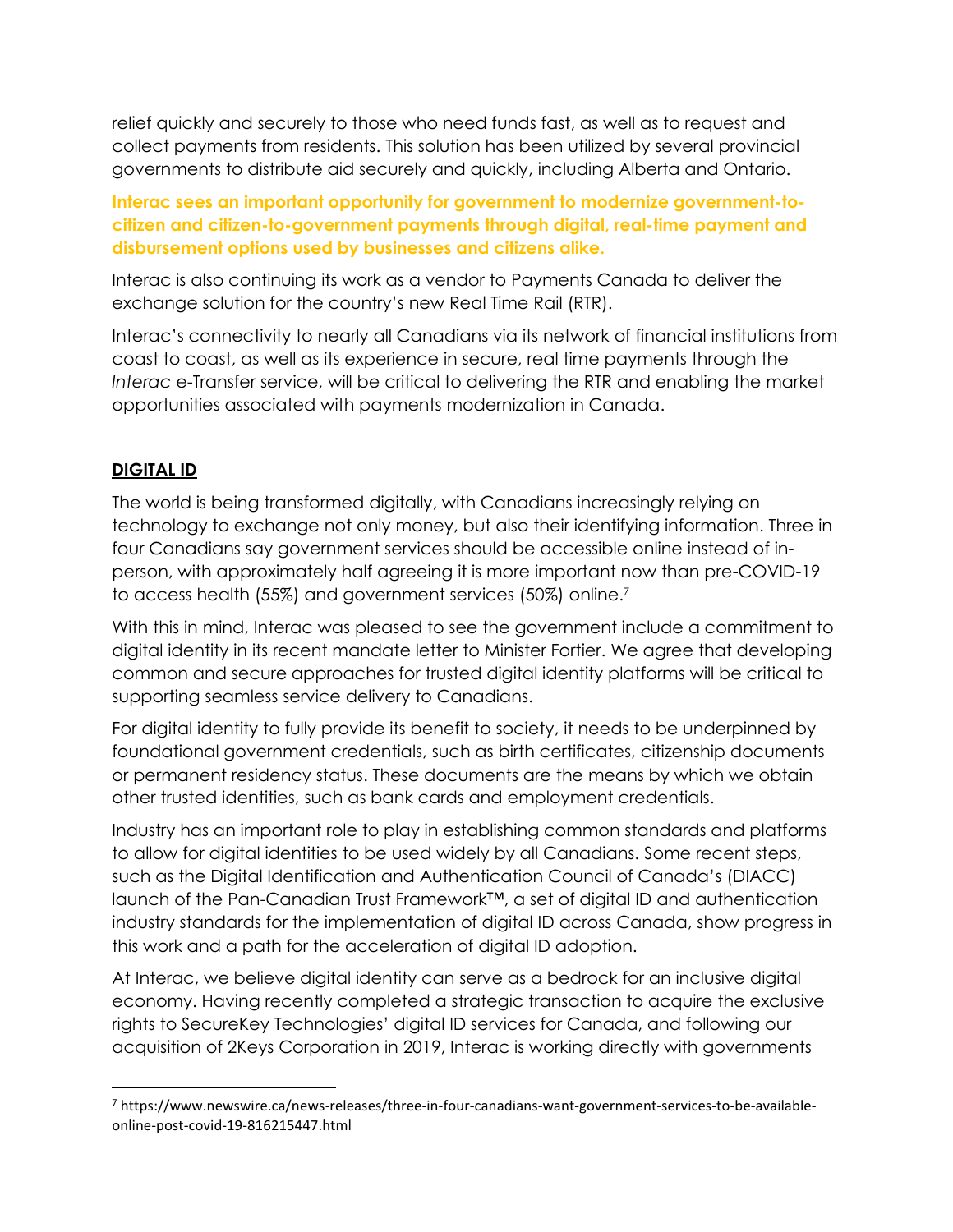relief quickly and securely to those who need funds fast, as well as to request and collect payments from residents. This solution has been utilized by several provincial governments to distribute aid securely and quickly, including Alberta and Ontario.

**Interac sees an important opportunity for government to modernize government-to-citizen and citizen-to-government payments through digital, real-time payment and disbursement options used by businesses and citizens alike.**

Interac is also continuing its work as a vendor to Payments Canada to deliver the exchange solution for the country's new Real Time Rail (RTR).

Interac's connectivity to nearly all Canadians via its network of financial institutions from coast to coast, as well as its experience in secure, real time payments through the *Interac* e-Transfer service, will be critical to delivering the RTR and enabling the market opportunities associated with payments modernization in Canada.

## DIGITAL ID

The world is being transformed digitally, with Canadians increasingly relying on technology to exchange not only money, but also their identifying information. Three in four Canadians say government services should be accessible online instead of in-person, with approximately half agreeing it is more important now than pre-COVID-19 to access health (55%) and government services (50%) online.[7]

With this in mind, Interac was pleased to see the government include a commitment to digital identity in its recent mandate letter to Minister Fortier. We agree that developing common and secure approaches for trusted digital identity platforms will be critical to supporting seamless service delivery to Canadians.

For digital identity to fully provide its benefit to society, it needs to be underpinned by foundational government credentials, such as birth certificates, citizenship documents or permanent residency status. These documents are the means by which we obtain other trusted identities, such as bank cards and employment credentials.

Industry has an important role to play in establishing common standards and platforms to allow for digital identities to be used widely by all Canadians. Some recent steps, such as the Digital Identification and Authentication Council of Canada's (DIACC) launch of the Pan-Canadian Trust Framework™, a set of digital ID and authentication industry standards for the implementation of digital ID across Canada, show progress in this work and a path for the acceleration of digital ID adoption.

At Interac, we believe digital identity can serve as a bedrock for an inclusive digital economy. Having recently completed a strategic transaction to acquire the exclusive rights to SecureKey Technologies' digital ID services for Canada, and following our acquisition of 2Keys Corporation in 2019, Interac is working directly with governments

---

[7] https://www.newswire.ca/news-releases/three-in-four-canadians-want-government-services-to-be-available-online-post-covid-19-816215447.html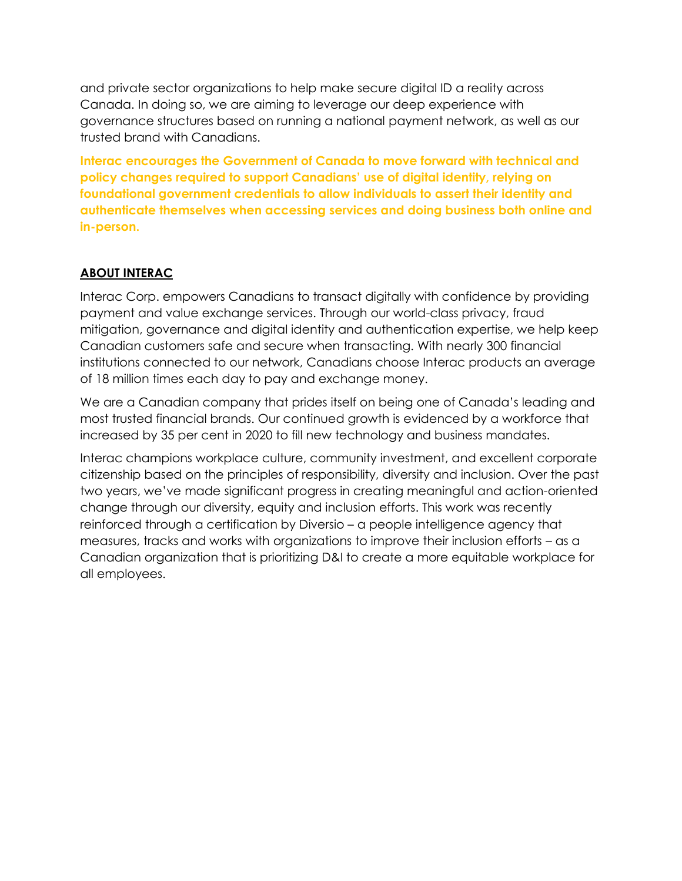and private sector organizations to help make secure digital ID a reality across Canada. In doing so, we are aiming to leverage our deep experience with governance structures based on running a national payment network, as well as our trusted brand with Canadians.

**Interac encourages the Government of Canada to move forward with technical and policy changes required to support Canadians' use of digital identity, relying on foundational government credentials to allow individuals to assert their identity and authenticate themselves when accessing services and doing business both online and in-person.**

## ABOUT INTERAC

Interac Corp. empowers Canadians to transact digitally with confidence by providing payment and value exchange services. Through our world-class privacy, fraud mitigation, governance and digital identity and authentication expertise, we help keep Canadian customers safe and secure when transacting. With nearly 300 financial institutions connected to our network, Canadians choose Interac products an average of 18 million times each day to pay and exchange money.

We are a Canadian company that prides itself on being one of Canada's leading and most trusted financial brands. Our continued growth is evidenced by a workforce that increased by 35 per cent in 2020 to fill new technology and business mandates.

Interac champions workplace culture, community investment, and excellent corporate citizenship based on the principles of responsibility, diversity and inclusion. Over the past two years, we've made significant progress in creating meaningful and action-oriented change through our diversity, equity and inclusion efforts. This work was recently reinforced through a certification by Diversio – a people intelligence agency that measures, tracks and works with organizations to improve their inclusion efforts – as a Canadian organization that is prioritizing D&I to create a more equitable workplace for all employees.